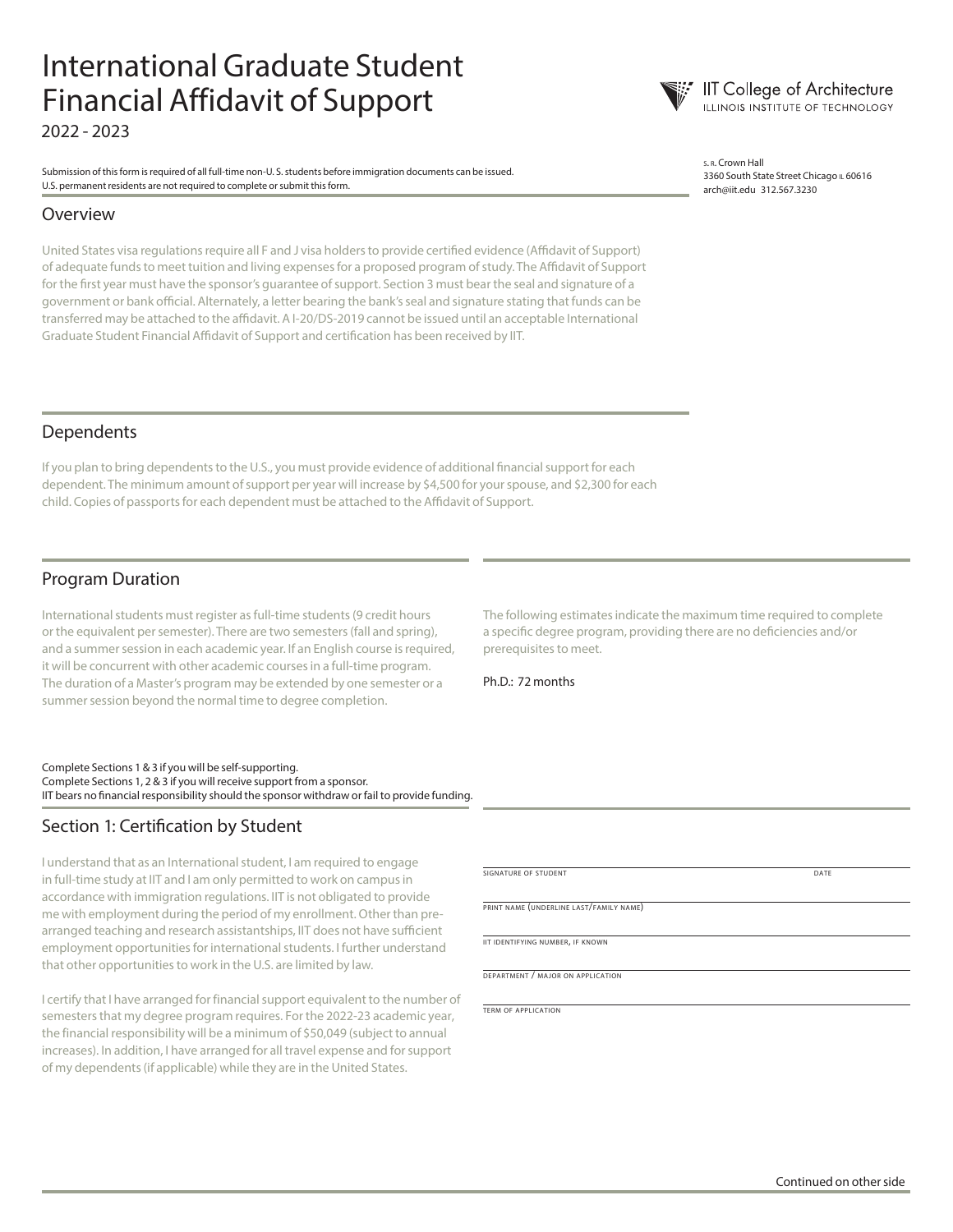# International Graduate Student Financial Affidavit of Support

2022 - 2023

IIT College of Architecture
ILLINOIS INSTITUTE OF TECHNOLOGY

S. R. Crown Hall
3360 South State Street Chicago IL 60616
arch@iit.edu 312.567.3230

Submission of this form is required of all full-time non-U. S. students before immigration documents can be issued.
U.S. permanent residents are not required to complete or submit this form.

## Overview

United States visa regulations require all F and J visa holders to provide certified evidence (Affidavit of Support) of adequate funds to meet tuition and living expenses for a proposed program of study. The Affidavit of Support for the first year must have the sponsor's guarantee of support. Section 3 must bear the seal and signature of a government or bank official. Alternately, a letter bearing the bank's seal and signature stating that funds can be transferred may be attached to the affidavit. A I-20/DS-2019 cannot be issued until an acceptable International Graduate Student Financial Affidavit of Support and certification has been received by IIT.

## Dependents

If you plan to bring dependents to the U.S., you must provide evidence of additional financial support for each dependent. The minimum amount of support per year will increase by $4,500 for your spouse, and $2,300 for each child. Copies of passports for each dependent must be attached to the Affidavit of Support.

## Program Duration

International students must register as full-time students (9 credit hours or the equivalent per semester). There are two semesters (fall and spring), and a summer session in each academic year. If an English course is required, it will be concurrent with other academic courses in a full-time program. The duration of a Master's program may be extended by one semester or a summer session beyond the normal time to degree completion.

The following estimates indicate the maximum time required to complete a specific degree program, providing there are no deficiencies and/or prerequisites to meet.

Ph.D.: 72 months

Complete Sections 1 & 3 if you will be self-supporting.
Complete Sections 1, 2 & 3 if you will receive support from a sponsor.
IIT bears no financial responsibility should the sponsor withdraw or fail to provide funding.

## Section 1: Certification by Student

I understand that as an International student, I am required to engage in full-time study at IIT and I am only permitted to work on campus in accordance with immigration regulations. IIT is not obligated to provide me with employment during the period of my enrollment. Other than pre-arranged teaching and research assistantships, IIT does not have sufficient employment opportunities for international students. I further understand that other opportunities to work in the U.S. are limited by law.

I certify that I have arranged for financial support equivalent to the number of semesters that my degree program requires. For the 2022-23 academic year, the financial responsibility will be a minimum of $50,049 (subject to annual increases). In addition, I have arranged for all travel expense and for support of my dependents (if applicable) while they are in the United States.

SIGNATURE OF STUDENT ______________________ DATE ____________

PRINT NAME (UNDERLINE LAST/FAMILY NAME) ______________________

IIT IDENTIFYING NUMBER, IF KNOWN ______________________

DEPARTMENT / MAJOR ON APPLICATION ______________________

TERM OF APPLICATION ______________________

Continued on other side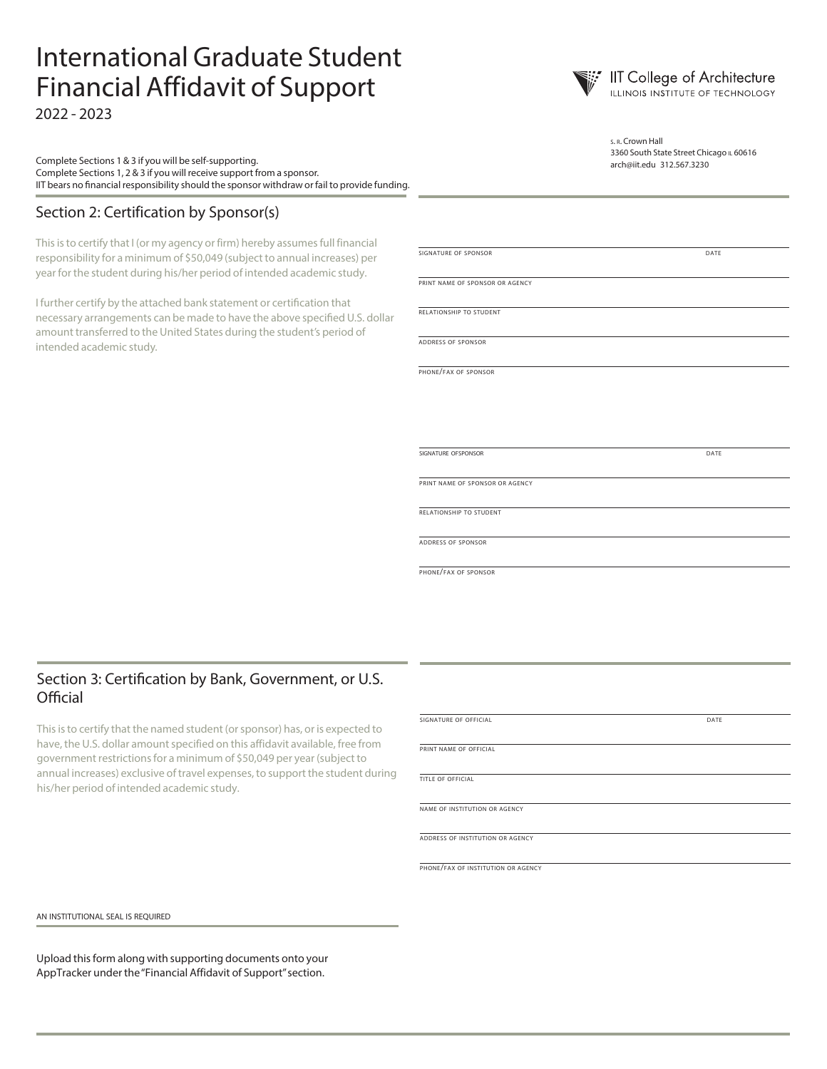# International Graduate Student Financial Affidavit of Support

2022 - 2023

IIT College of Architecture
ILLINOIS INSTITUTE OF TECHNOLOGY

S. R. Crown Hall
3360 South State Street Chicago IL 60616
arch@iit.edu 312.567.3230

Complete Sections 1 & 3 if you will be self-supporting.
Complete Sections 1, 2 & 3 if you will receive support from a sponsor.
IIT bears no financial responsibility should the sponsor withdraw or fail to provide funding.

## Section 2: Certification by Sponsor(s)

This is to certify that I (or my agency or firm) hereby assumes full financial responsibility for a minimum of $50,049 (subject to annual increases) per year for the student during his/her period of intended academic study.

I further certify by the attached bank statement or certification that necessary arrangements can be made to have the above specified U.S. dollar amount transferred to the United States during the student's period of intended academic study.

SIGNATURE OF SPONSOR DATE

PRINT NAME OF SPONSOR OR AGENCY

RELATIONSHIP TO STUDENT

ADDRESS OF SPONSOR

PHONE/FAX OF SPONSOR

SIGNATURE OFSPONSOR DATE

PRINT NAME OF SPONSOR OR AGENCY

RELATIONSHIP TO STUDENT

ADDRESS OF SPONSOR

PHONE/FAX OF SPONSOR

## Section 3: Certification by Bank, Government, or U.S. Official

This is to certify that the named student (or sponsor) has, or is expected to have, the U.S. dollar amount specified on this affidavit available, free from government restrictions for a minimum of $50,049 per year (subject to annual increases) exclusive of travel expenses, to support the student during his/her period of intended academic study.

SIGNATURE OF OFFICIAL DATE

PRINT NAME OF OFFICIAL

TITLE OF OFFICIAL

NAME OF INSTITUTION OR AGENCY

ADDRESS OF INSTITUTION OR AGENCY

PHONE/FAX OF INSTITUTION OR AGENCY

AN INSTITUTIONAL SEAL IS REQUIRED

Upload this form along with supporting documents onto your AppTracker under the "Financial Affidavit of Support" section.